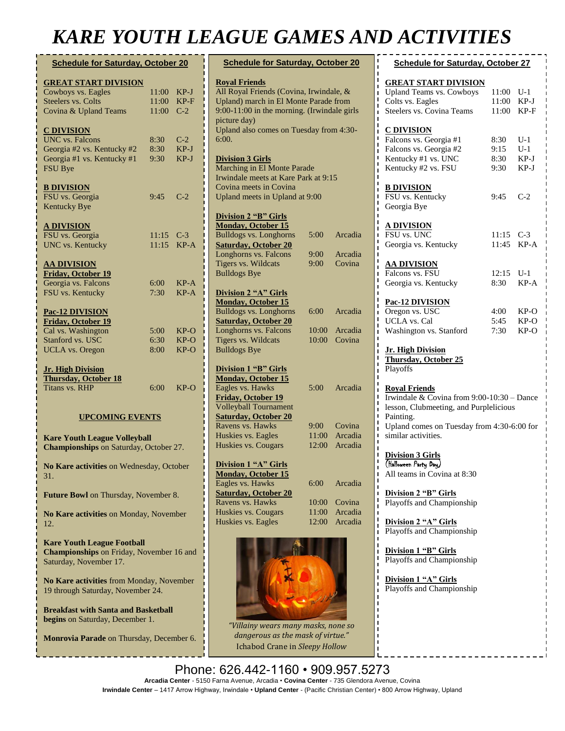# KARE YOUTH LEAGUE GAMES AND ACTIVITIES

## Schedule for Saturday, October 20

**GREAT START DIVISION**

| | | |
|---|---|---|
| Cowboys vs. Eagles | 11:00 | KP-J |
| Steelers vs. Colts | 11:00 | KP-F |
| Covina & Upland Teams | 11:00 | C-2 |

**C DIVISION**

| | | |
|---|---|---|
| UNC vs. Falcons | 8:30 | C-2 |
| Georgia #2 vs. Kentucky #2 | 8:30 | KP-J |
| Georgia #1 vs. Kentucky #1 | 9:30 | KP-J |
| FSU Bye | | |

**B DIVISION**

| | | |
|---|---|---|
| FSU vs. Georgia | 9:45 | C-2 |
| Kentucky Bye | | |

**A DIVISION**

| | | |
|---|---|---|
| FSU vs. Georgia | 11:15 | C-3 |
| UNC vs. Kentucky | 11:15 | KP-A |

**AA DIVISION**

**Friday, October 19**

| | | |
|---|---|---|
| Georgia vs. Falcons | 6:00 | KP-A |
| FSU vs. Kentucky | 7:30 | KP-A |

**Pac-12 DIVISION**

**Friday, October 19**

| | | |
|---|---|---|
| Cal vs. Washington | 5:00 | KP-O |
| Stanford vs. USC | 6:30 | KP-O |
| UCLA vs. Oregon | 8:00 | KP-O |

**Jr. High Division**

**Thursday, October 18**

| | | |
|---|---|---|
| Titans vs. RHP | 6:00 | KP-O |

**UPCOMING EVENTS**

**Kare Youth League Volleyball Championships** on Saturday, October 27.

**No Kare activities** on Wednesday, October 31.

**Future Bowl** on Thursday, November 8.

**No Kare activities** on Monday, November 12.

**Kare Youth League Football Championships** on Friday, November 16 and Saturday, November 17.

**No Kare activities** from Monday, November 19 through Saturday, November 24.

**Breakfast with Santa and Basketball begins** on Saturday, December 1.

**Monrovia Parade** on Thursday, December 6.

## Schedule for Saturday, October 20

**Royal Friends**

All Royal Friends (Covina, Irwindale, & Upland) march in El Monte Parade from 9:00-11:00 in the morning. (Irwindale girls picture day)

Upland also comes on Tuesday from 4:30-6:00.

**Division 3 Girls**

Marching in El Monte Parade

Irwindale meets at Kare Park at 9:15

Covina meets in Covina

Upland meets in Upland at 9:00

**Division 2 "B" Girls**

| | | |
|---|---|---|
| **Monday, October 15** | | |
| Bulldogs vs. Longhorns | 5:00 | Arcadia |
| **Saturday, October 20** | | |
| Longhorns vs. Falcons | 9:00 | Arcadia |
| Tigers vs. Wildcats | 9:00 | Covina |
| Bulldogs Bye | | |

**Division 2 "A" Girls**

| | | |
|---|---|---|
| **Monday, October 15** | | |
| Bulldogs vs. Longhorns | 6:00 | Arcadia |
| **Saturday, October 20** | | |
| Longhorns vs. Falcons | 10:00 | Arcadia |
| Tigers vs. Wildcats | 10:00 | Covina |
| Bulldogs Bye | | |

**Division 1 "B" Girls**

| | | |
|---|---|---|
| **Monday, October 15** | | |
| Eagles vs. Hawks | 5:00 | Arcadia |
| **Friday, October 19** | | |
| Volleyball Tournament | | |
| **Saturday, October 20** | | |
| Ravens vs. Hawks | 9:00 | Covina |
| Huskies vs. Eagles | 11:00 | Arcadia |
| Huskies vs. Cougars | 12:00 | Arcadia |

**Division 1 "A" Girls**

| | | |
|---|---|---|
| **Monday, October 15** | | |
| Eagles vs. Hawks | 6:00 | Arcadia |
| **Saturday, October 20** | | |
| Ravens vs. Hawks | 10:00 | Covina |
| Huskies vs. Cougars | 11:00 | Arcadia |
| Huskies vs. Eagles | 12:00 | Arcadia |

*"Villainy wears many masks, none so dangerous as the mask of virtue."*
Ichabod Crane in *Sleepy Hollow*

## Schedule for Saturday, October 27

**GREAT START DIVISION**

| | | |
|---|---|---|
| Upland Teams vs. Cowboys | 11:00 | U-1 |
| Colts vs. Eagles | 11:00 | KP-J |
| Steelers vs. Covina Teams | 11:00 | KP-F |

**C DIVISION**

| | | |
|---|---|---|
| Falcons vs. Georgia #1 | 8:30 | U-1 |
| Falcons vs. Georgia #2 | 9:15 | U-1 |
| Kentucky #1 vs. UNC | 8:30 | KP-J |
| Kentucky #2 vs. FSU | 9:30 | KP-J |

**B DIVISION**

| | | |
|---|---|---|
| FSU vs. Kentucky | 9:45 | C-2 |
| Georgia Bye | | |

**A DIVISION**

| | | |
|---|---|---|
| FSU vs. UNC | 11:15 | C-3 |
| Georgia vs. Kentucky | 11:45 | KP-A |

**AA DIVISION**

| | | |
|---|---|---|
| Falcons vs. FSU | 12:15 | U-1 |
| Georgia vs. Kentucky | 8:30 | KP-A |

**Pac-12 DIVISION**

| | | |
|---|---|---|
| Oregon vs. USC | 4:00 | KP-O |
| UCLA vs. Cal | 5:45 | KP-O |
| Washington vs. Stanford | 7:30 | KP-O |

**Jr. High Division**

**Thursday, October 25**

Playoffs

**Royal Friends**

Irwindale & Covina from 9:00-10:30 – Dance lesson, Clubmeeting, and Purplelicious Painting.

Upland comes on Tuesday from 4:30-6:00 for similar activities.

**Division 3 Girls**

(Halloween Party Day)

All teams in Covina at 8:30

**Division 2 "B" Girls**

Playoffs and Championship

**Division 2 "A" Girls**

Playoffs and Championship

**Division 1 "B" Girls**

Playoffs and Championship

**Division 1 "A" Girls**

Playoffs and Championship

Phone: 626.442-1160 • 909.957.5273

**Arcadia Center** - 5150 Farna Avenue, Arcadia • **Covina Center** - 735 Glendora Avenue, Covina

**Irwindale Center** – 1417 Arrow Highway, Irwindale • **Upland Center** - (Pacific Christian Center) • 800 Arrow Highway, Upland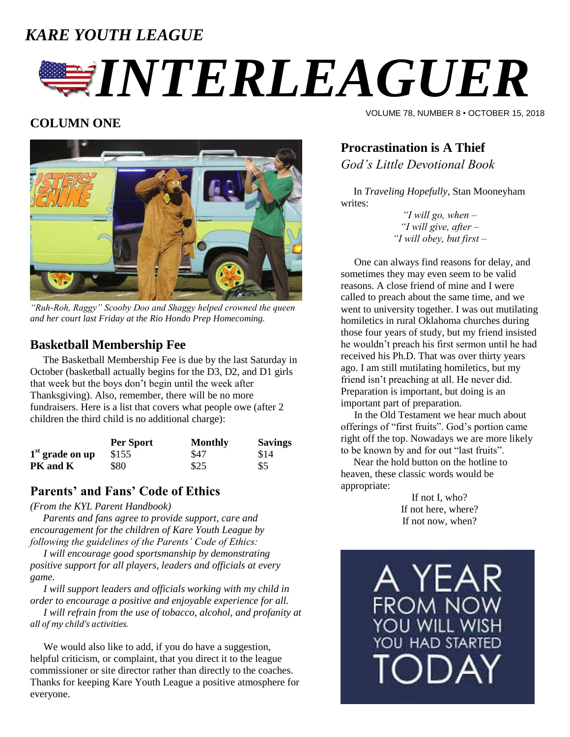*KARE YOUTH LEAGUE*

# *INTERLEAGUER*

VOLUME 78, NUMBER 8 • OCTOBER 15, 2018

## COLUMN ONE

*"Ruh-Roh, Raggy" Scooby Doo and Shaggy helped crowned the queen and her court last Friday at the Rio Hondo Prep Homecoming.*

## Basketball Membership Fee

The Basketball Membership Fee is due by the last Saturday in October (basketball actually begins for the D3, D2, and D1 girls that week but the boys don't begin until the week after Thanksgiving). Also, remember, there will be no more fundraisers. Here is a list that covers what people owe (after 2 children the third child is no additional charge):

| | Per Sport | Monthly | Savings |
|---|---|---|---|
| **1st grade on up** | $155 | $47 | $14 |
| **PK and K** | $80 | $25 | $5 |

## Parents' and Fans' Code of Ethics

*(From the KYL Parent Handbook)*

*Parents and fans agree to provide support, care and encouragement for the children of Kare Youth League by following the guidelines of the Parents' Code of Ethics:*

*I will encourage good sportsmanship by demonstrating positive support for all players, leaders and officials at every game.*

*I will support leaders and officials working with my child in order to encourage a positive and enjoyable experience for all.*

*I will refrain from the use of tobacco, alcohol, and profanity at all of my child's activities.*

We would also like to add, if you do have a suggestion, helpful criticism, or complaint, that you direct it to the league commissioner or site director rather than directly to the coaches. Thanks for keeping Kare Youth League a positive atmosphere for everyone.

## Procrastination is A Thief

*God's Little Devotional Book*

In *Traveling Hopefully*, Stan Mooneyham writes:

*"I will go, when –*
*"I will give, after –*
*"I will obey, but first –*

One can always find reasons for delay, and sometimes they may even seem to be valid reasons. A close friend of mine and I were called to preach about the same time, and we went to university together. I was out mutilating homiletics in rural Oklahoma churches during those four years of study, but my friend insisted he wouldn't preach his first sermon until he had received his Ph.D. That was over thirty years ago. I am still mutilating homiletics, but my friend isn't preaching at all. He never did. Preparation is important, but doing is an important part of preparation.

In the Old Testament we hear much about offerings of "first fruits". God's portion came right off the top. Nowadays we are more likely to be known by and for out "last fruits".

Near the hold button on the hotline to heaven, these classic words would be appropriate:

If not I, who?
If not here, where?
If not now, when?

A YEAR FROM NOW YOU WILL WISH YOU HAD STARTED TODAY